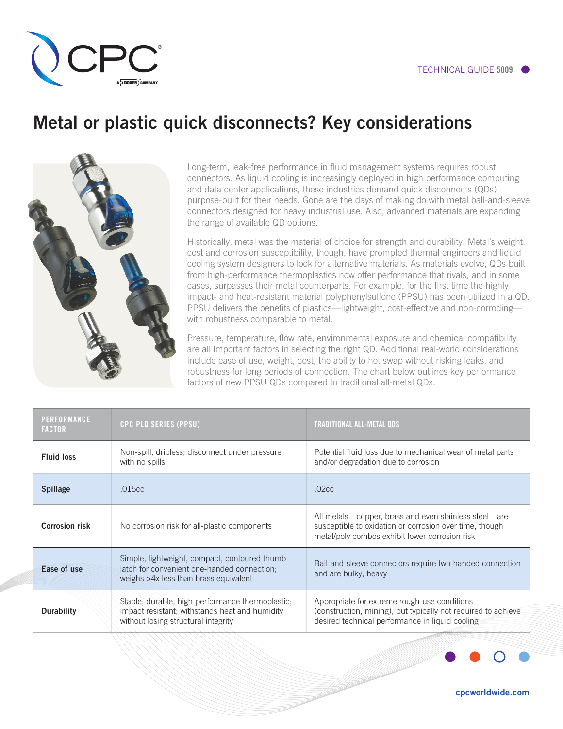TECHNICAL GUIDE 5009

# Metal or plastic quick disconnects? Key considerations

Long-term, leak-free performance in fluid management systems requires robust connectors. As liquid cooling is increasingly deployed in high performance computing and data center applications, these industries demand quick disconnects (QDs) purpose-built for their needs. Gone are the days of making do with metal ball-and-sleeve connectors designed for heavy industrial use. Also, advanced materials are expanding the range of available QD options.

Historically, metal was the material of choice for strength and durability. Metal's weight, cost and corrosion susceptibility, though, have prompted thermal engineers and liquid cooling system designers to look for alternative materials. As materials evolve, QDs built from high-performance thermoplastics now offer performance that rivals, and in some cases, surpasses their metal counterparts. For example, for the first time the highly impact- and heat-resistant material polyphenylsulfone (PPSU) has been utilized in a QD. PPSU delivers the benefits of plastics—lightweight, cost-effective and non-corroding—with robustness comparable to metal.

Pressure, temperature, flow rate, environmental exposure and chemical compatibility are all important factors in selecting the right QD. Additional real-world considerations include ease of use, weight, cost, the ability to hot swap without risking leaks, and robustness for long periods of connection. The chart below outlines key performance factors of new PPSU QDs compared to traditional all-metal QDs.

| PERFORMANCE FACTOR | CPC PLQ SERIES (PPSU) | TRADITIONAL ALL-METAL QDS |
|---|---|---|
| **Fluid loss** | Non-spill, dripless; disconnect under pressure with no spills | Potential fluid loss due to mechanical wear of metal parts and/or degradation due to corrosion |
| **Spillage** | .015cc | .02cc |
| **Corrosion risk** | No corrosion risk for all-plastic components | All metals—copper, brass and even stainless steel—are susceptible to oxidation or corrosion over time, though metal/poly combos exhibit lower corrosion risk |
| **Ease of use** | Simple, lightweight, compact, contoured thumb latch for convenient one-handed connection; weighs >4x less than brass equivalent | Ball-and-sleeve connectors require two-handed connection and are bulky, heavy |
| **Durability** | Stable, durable, high-performance thermoplastic; impact resistant; withstands heat and humidity without losing structural integrity | Appropriate for extreme rough-use conditions (construction, mining), but typically not required to achieve desired technical performance in liquid cooling |

cpcworldwide.com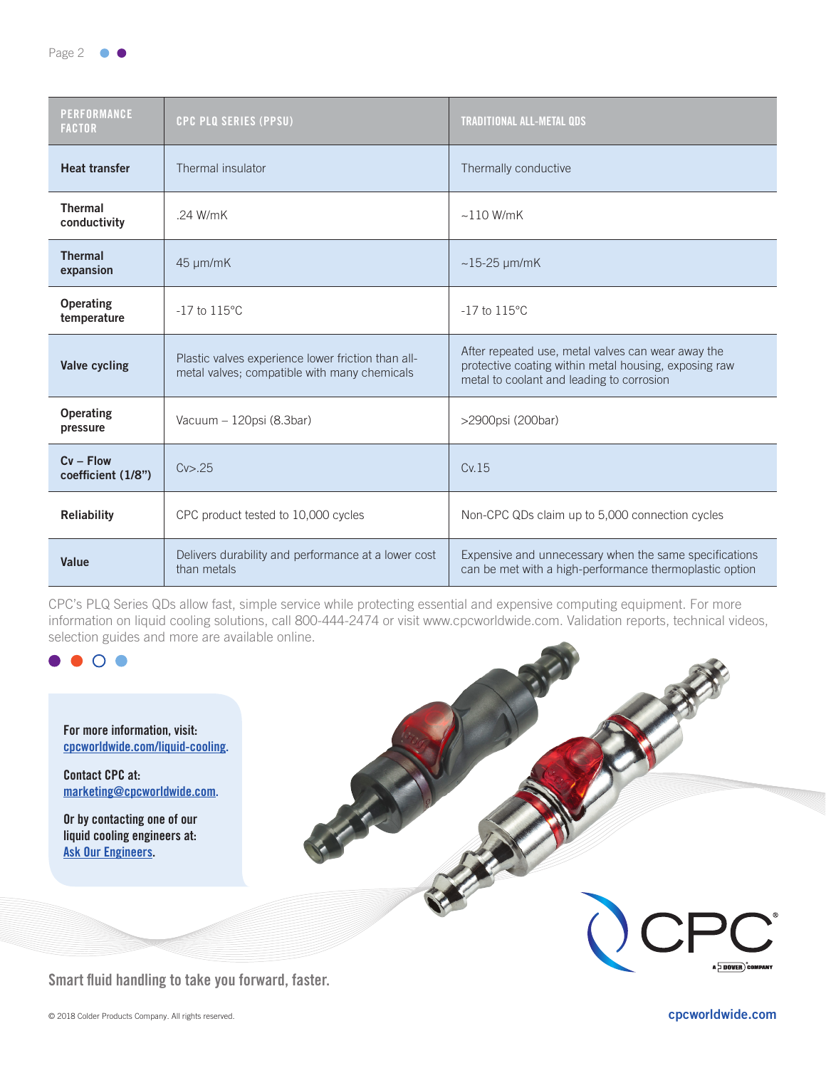| PERFORMANCE FACTOR | CPC PLQ SERIES (PPSU) | TRADITIONAL ALL-METAL QDS |
| --- | --- | --- |
| **Heat transfer** | Thermal insulator | Thermally conductive |
| **Thermal conductivity** | .24 W/mK | ~110 W/mK |
| **Thermal expansion** | 45 µm/mK | ~15-25 µm/mK |
| **Operating temperature** | -17 to 115°C | -17 to 115°C |
| **Valve cycling** | Plastic valves experience lower friction than all-metal valves; compatible with many chemicals | After repeated use, metal valves can wear away the protective coating within metal housing, exposing raw metal to coolant and leading to corrosion |
| **Operating pressure** | Vacuum – 120psi (8.3bar) | >2900psi (200bar) |
| **Cv – Flow coefficient (1/8")** | Cv>.25 | Cv.15 |
| **Reliability** | CPC product tested to 10,000 cycles | Non-CPC QDs claim up to 5,000 connection cycles |
| **Value** | Delivers durability and performance at a lower cost than metals | Expensive and unnecessary when the same specifications can be met with a high-performance thermoplastic option |

CPC's PLQ Series QDs allow fast, simple service while protecting essential and expensive computing equipment. For more information on liquid cooling solutions, call 800-444-2474 or visit www.cpcworldwide.com. Validation reports, technical videos, selection guides and more are available online.

**For more information, visit:**
cpcworldwide.com/liquid-cooling.

**Contact CPC at:**
marketing@cpcworldwide.com.

**Or by contacting one of our liquid cooling engineers at:**
Ask Our Engineers.

CPC® A DOVER COMPANY

**Smart fluid handling to take you forward, faster.**

© 2018 Colder Products Company. All rights reserved.

cpcworldwide.com